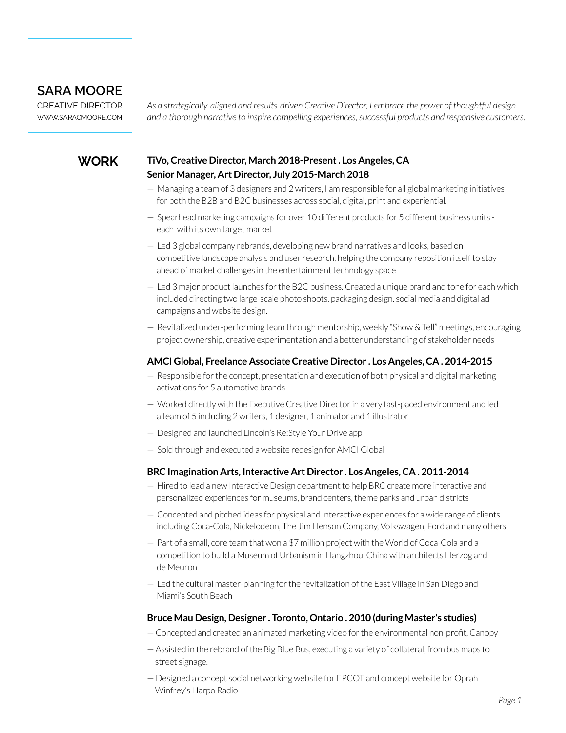# SARA MOORE

CREATIVE DIRECTOR

WWW.SARACMOORE.COM

*As a strategically-aligned and results-driven Creative Director, I embrace the power of thoughtful design and a thorough narrative to inspire compelling experiences, successful products and responsive customers.*

## WORK

### TiVo, Creative Director, March 2018-Present . Los Angeles, CA
### Senior Manager, Art Director, July 2015-March 2018

— Managing a team of 3 designers and 2 writers, I am responsible for all global marketing initiatives for both the B2B and B2C businesses across social, digital, print and experiential.

— Spearhead marketing campaigns for over 10 different products for 5 different business units - each with its own target market

— Led 3 global company rebrands, developing new brand narratives and looks, based on competitive landscape analysis and user research, helping the company reposition itself to stay ahead of market challenges in the entertainment technology space

— Led 3 major product launches for the B2C business. Created a unique brand and tone for each which included directing two large-scale photo shoots, packaging design, social media and digital ad campaigns and website design.

— Revitalized under-performing team through mentorship, weekly "Show & Tell" meetings, encouraging project ownership, creative experimentation and a better understanding of stakeholder needs

### AMCI Global, Freelance Associate Creative Director . Los Angeles, CA . 2014-2015

— Responsible for the concept, presentation and execution of both physical and digital marketing activations for 5 automotive brands

— Worked directly with the Executive Creative Director in a very fast-paced environment and led a team of 5 including 2 writers, 1 designer, 1 animator and 1 illustrator

— Designed and launched Lincoln's Re:Style Your Drive app

— Sold through and executed a website redesign for AMCI Global

### BRC Imagination Arts, Interactive Art Director . Los Angeles, CA . 2011-2014

— Hired to lead a new Interactive Design department to help BRC create more interactive and personalized experiences for museums, brand centers, theme parks and urban districts

— Concepted and pitched ideas for physical and interactive experiences for a wide range of clients including Coca-Cola, Nickelodeon, The Jim Henson Company, Volkswagen, Ford and many others

— Part of a small, core team that won a $7 million project with the World of Coca-Cola and a competition to build a Museum of Urbanism in Hangzhou, China with architects Herzog and de Meuron

— Led the cultural master-planning for the revitalization of the East Village in San Diego and Miami's South Beach

### Bruce Mau Design, Designer . Toronto, Ontario . 2010 (during Master's studies)

— Concepted and created an animated marketing video for the environmental non-profit, Canopy

— Assisted in the rebrand of the Big Blue Bus, executing a variety of collateral, from bus maps to street signage.

— Designed a concept social networking website for EPCOT and concept website for Oprah Winfrey's Harpo Radio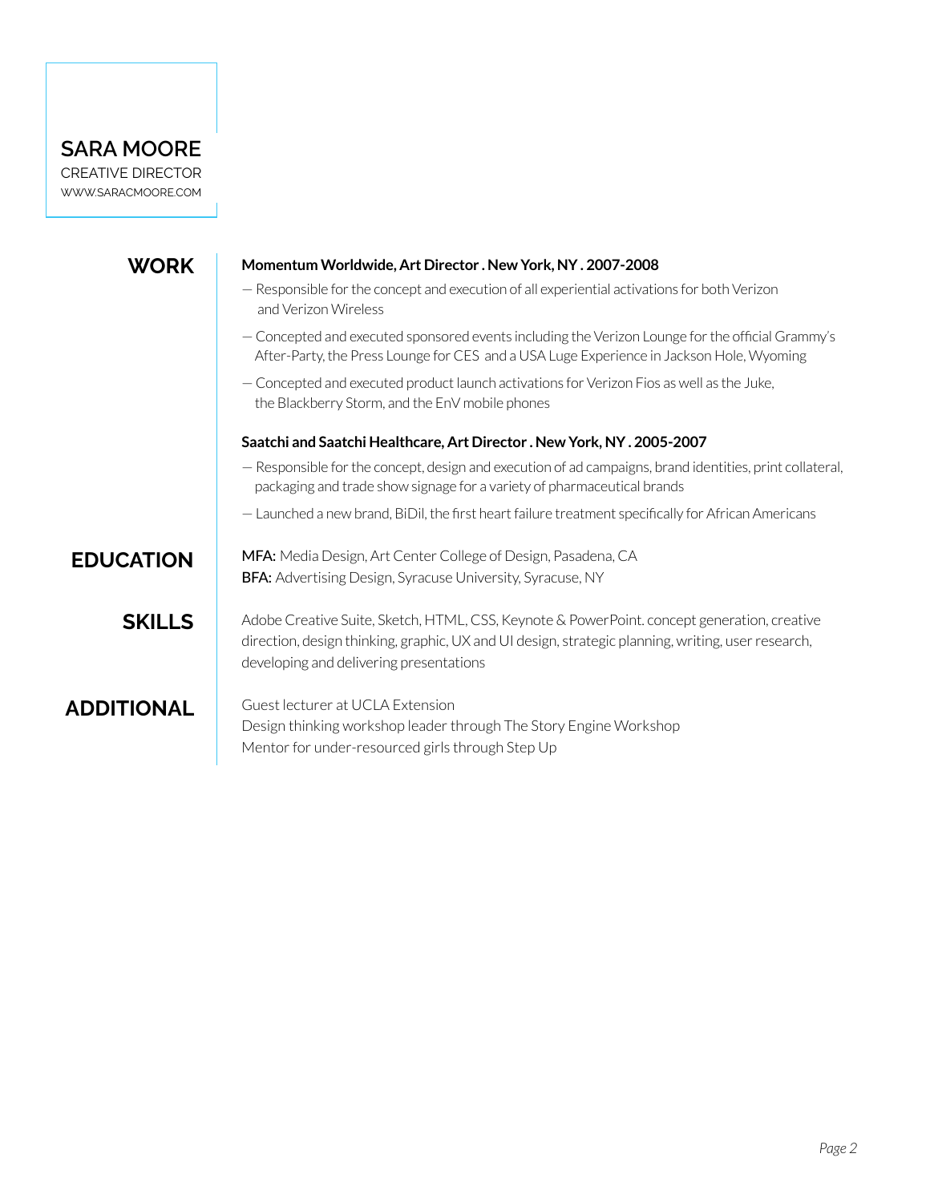# SARA MOORE

CREATIVE DIRECTOR

WWW.SARACMOORE.COM

## WORK

**Momentum Worldwide, Art Director . New York, NY . 2007-2008**

— Responsible for the concept and execution of all experiential activations for both Verizon and Verizon Wireless

— Concepted and executed sponsored events including the Verizon Lounge for the official Grammy's After-Party, the Press Lounge for CES and a USA Luge Experience in Jackson Hole, Wyoming

— Concepted and executed product launch activations for Verizon Fios as well as the Juke, the Blackberry Storm, and the EnV mobile phones

**Saatchi and Saatchi Healthcare, Art Director . New York, NY . 2005-2007**

— Responsible for the concept, design and execution of ad campaigns, brand identities, print collateral, packaging and trade show signage for a variety of pharmaceutical brands

— Launched a new brand, BiDil, the first heart failure treatment specifically for African Americans

## EDUCATION

**MFA:** Media Design, Art Center College of Design, Pasadena, CA
**BFA:** Advertising Design, Syracuse University, Syracuse, NY

## SKILLS

Adobe Creative Suite, Sketch, HTML, CSS, Keynote & PowerPoint. concept generation, creative direction, design thinking, graphic, UX and UI design, strategic planning, writing, user research, developing and delivering presentations

## ADDITIONAL

Guest lecturer at UCLA Extension
Design thinking workshop leader through The Story Engine Workshop
Mentor for under-resourced girls through Step Up